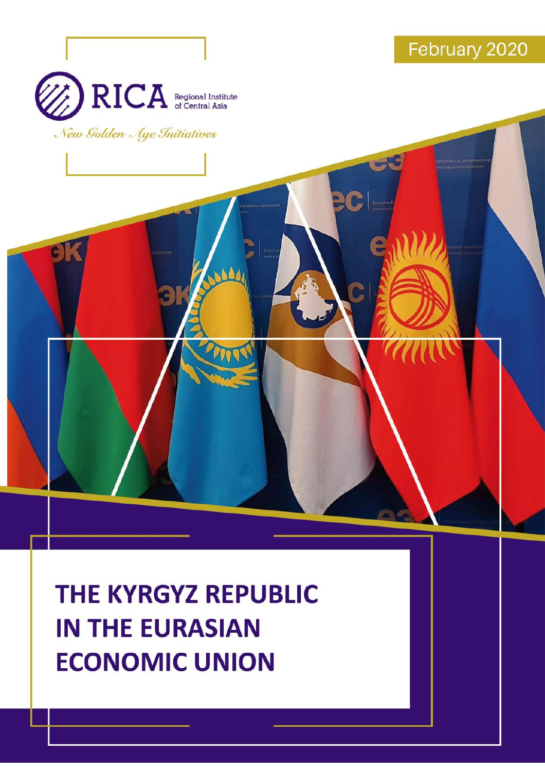February 2020

RICA Regional Institute of Central Asia

*New Golden Age Initiatives*

# THE KYRGYZ REPUBLIC IN THE EURASIAN ECONOMIC UNION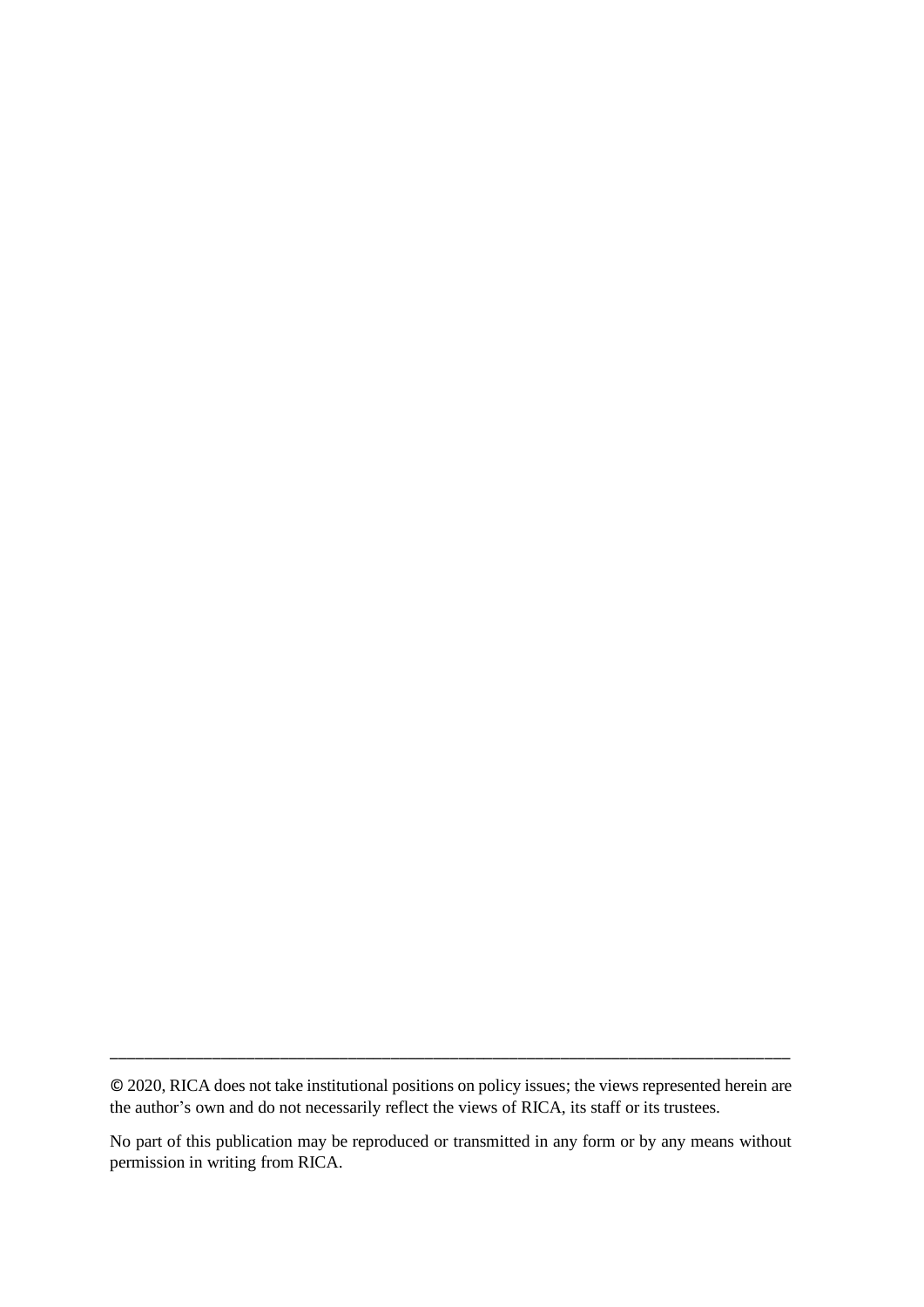---

© 2020, RICA does not take institutional positions on policy issues; the views represented herein are the author's own and do not necessarily reflect the views of RICA, its staff or its trustees.

No part of this publication may be reproduced or transmitted in any form or by any means without permission in writing from RICA.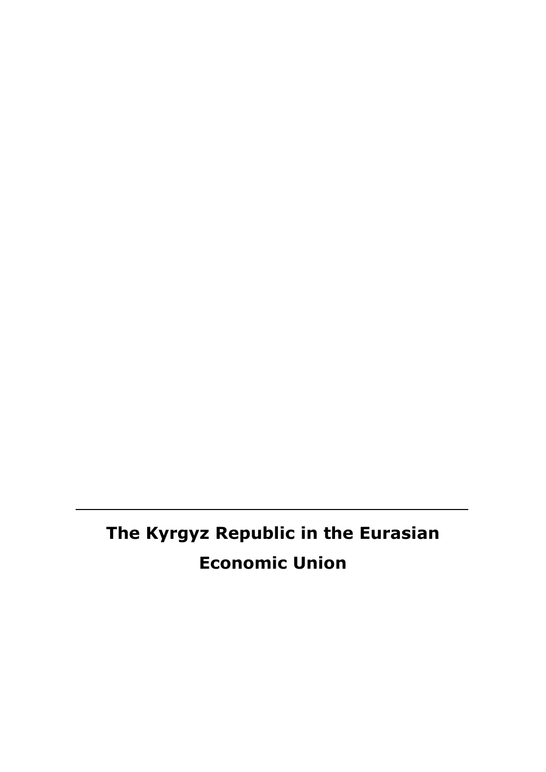---

# The Kyrgyz Republic in the Eurasian Economic Union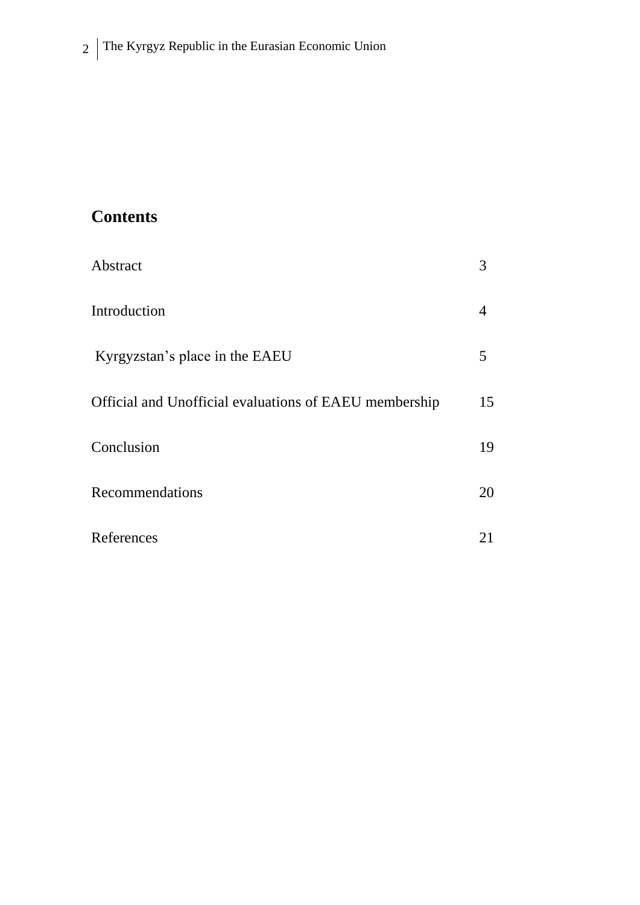## Contents

| | |
|---|---|
| Abstract | 3 |
| Introduction | 4 |
| Kyrgyzstan's place in the EAEU | 5 |
| Official and Unofficial evaluations of EAEU membership | 15 |
| Conclusion | 19 |
| Recommendations | 20 |
| References | 21 |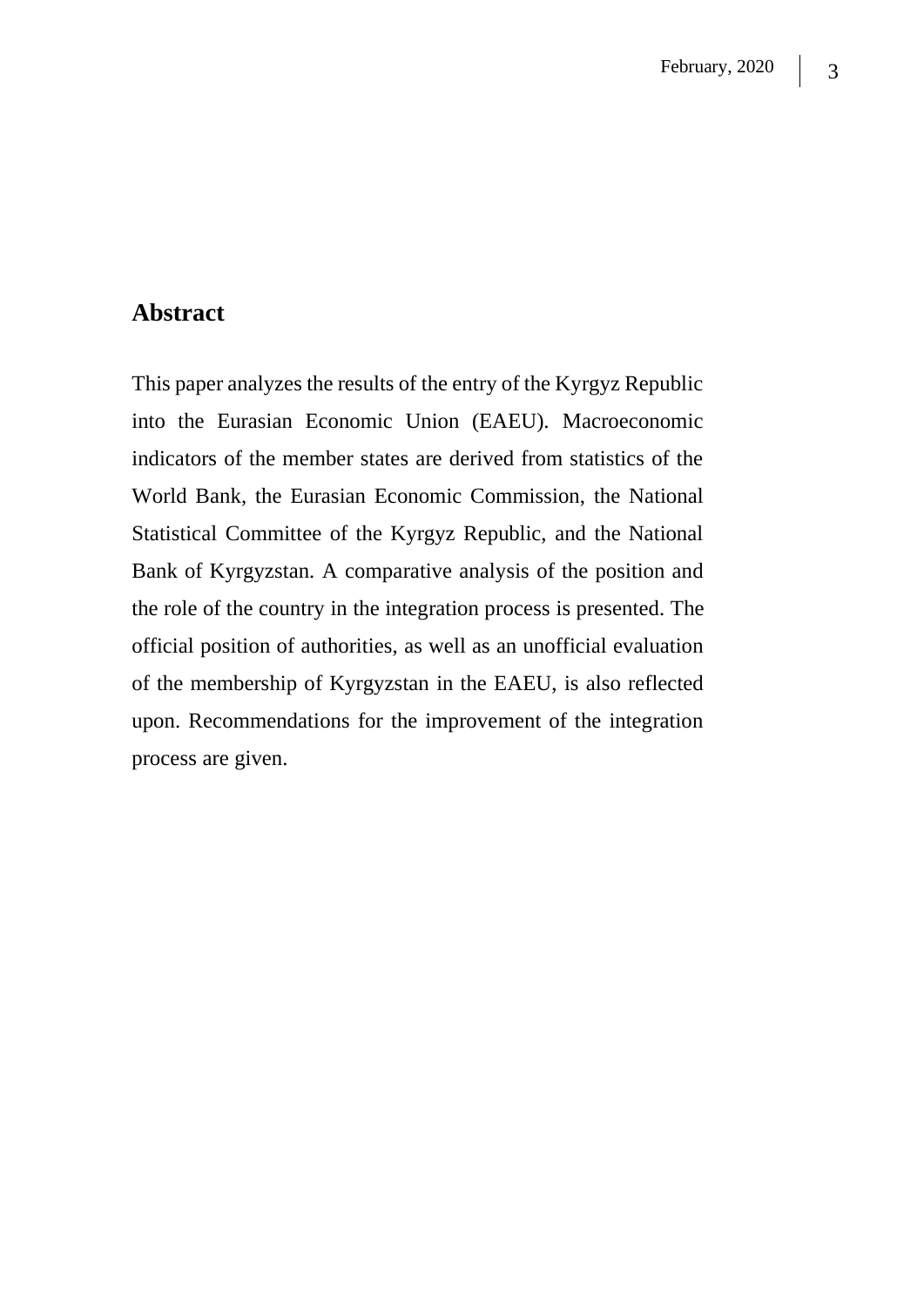## Abstract

This paper analyzes the results of the entry of the Kyrgyz Republic into the Eurasian Economic Union (EAEU). Macroeconomic indicators of the member states are derived from statistics of the World Bank, the Eurasian Economic Commission, the National Statistical Committee of the Kyrgyz Republic, and the National Bank of Kyrgyzstan. A comparative analysis of the position and the role of the country in the integration process is presented. The official position of authorities, as well as an unofficial evaluation of the membership of Kyrgyzstan in the EAEU, is also reflected upon. Recommendations for the improvement of the integration process are given.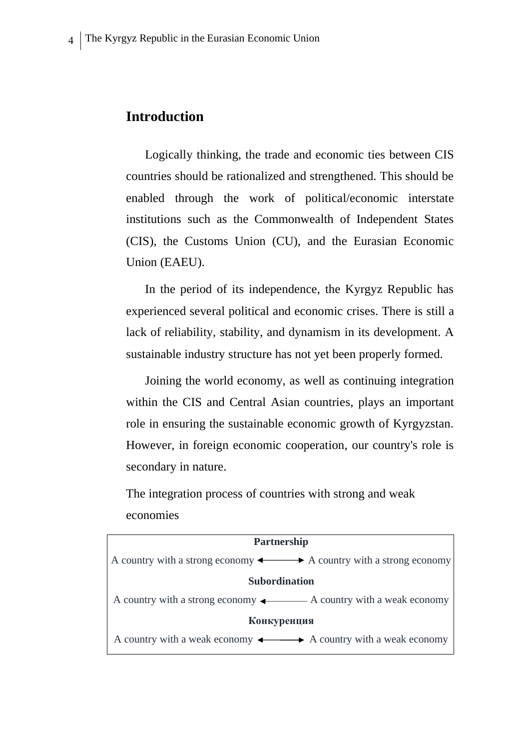## Introduction

Logically thinking, the trade and economic ties between CIS countries should be rationalized and strengthened. This should be enabled through the work of political/economic interstate institutions such as the Commonwealth of Independent States (CIS), the Customs Union (CU), and the Eurasian Economic Union (EAEU).

In the period of its independence, the Kyrgyz Republic has experienced several political and economic crises. There is still a lack of reliability, stability, and dynamism in its development. A sustainable industry structure has not yet been properly formed.

Joining the world economy, as well as continuing integration within the CIS and Central Asian countries, plays an important role in ensuring the sustainable economic growth of Kyrgyzstan. However, in foreign economic cooperation, our country's role is secondary in nature.

The integration process of countries with strong and weak economies

| **Partnership** |
|---|
| A country with a strong economy ←——→ A country with a strong economy |
| **Subordination** |
| A country with a strong economy ←——— A country with a weak economy |
| **Конкуренция** |
| A country with a weak economy ←——→ A country with a weak economy |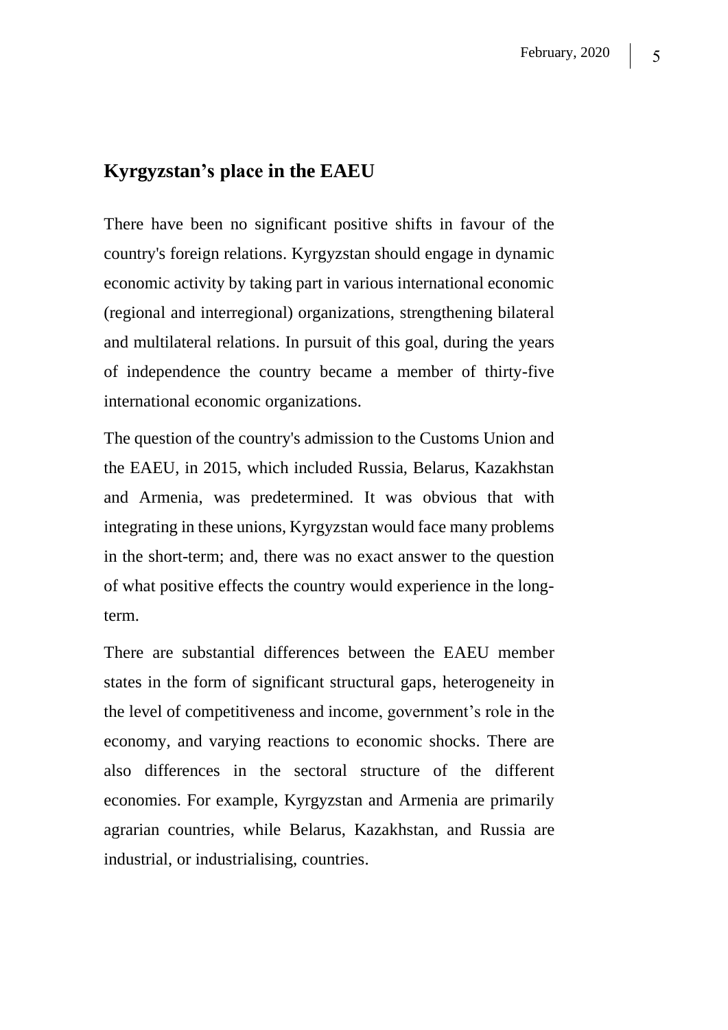## Kyrgyzstan's place in the EAEU

There have been no significant positive shifts in favour of the country's foreign relations. Kyrgyzstan should engage in dynamic economic activity by taking part in various international economic (regional and interregional) organizations, strengthening bilateral and multilateral relations. In pursuit of this goal, during the years of independence the country became a member of thirty-five international economic organizations.

The question of the country's admission to the Customs Union and the EAEU, in 2015, which included Russia, Belarus, Kazakhstan and Armenia, was predetermined. It was obvious that with integrating in these unions, Kyrgyzstan would face many problems in the short-term; and, there was no exact answer to the question of what positive effects the country would experience in the long-term.

There are substantial differences between the EAEU member states in the form of significant structural gaps, heterogeneity in the level of competitiveness and income, government's role in the economy, and varying reactions to economic shocks. There are also differences in the sectoral structure of the different economies. For example, Kyrgyzstan and Armenia are primarily agrarian countries, while Belarus, Kazakhstan, and Russia are industrial, or industrialising, countries.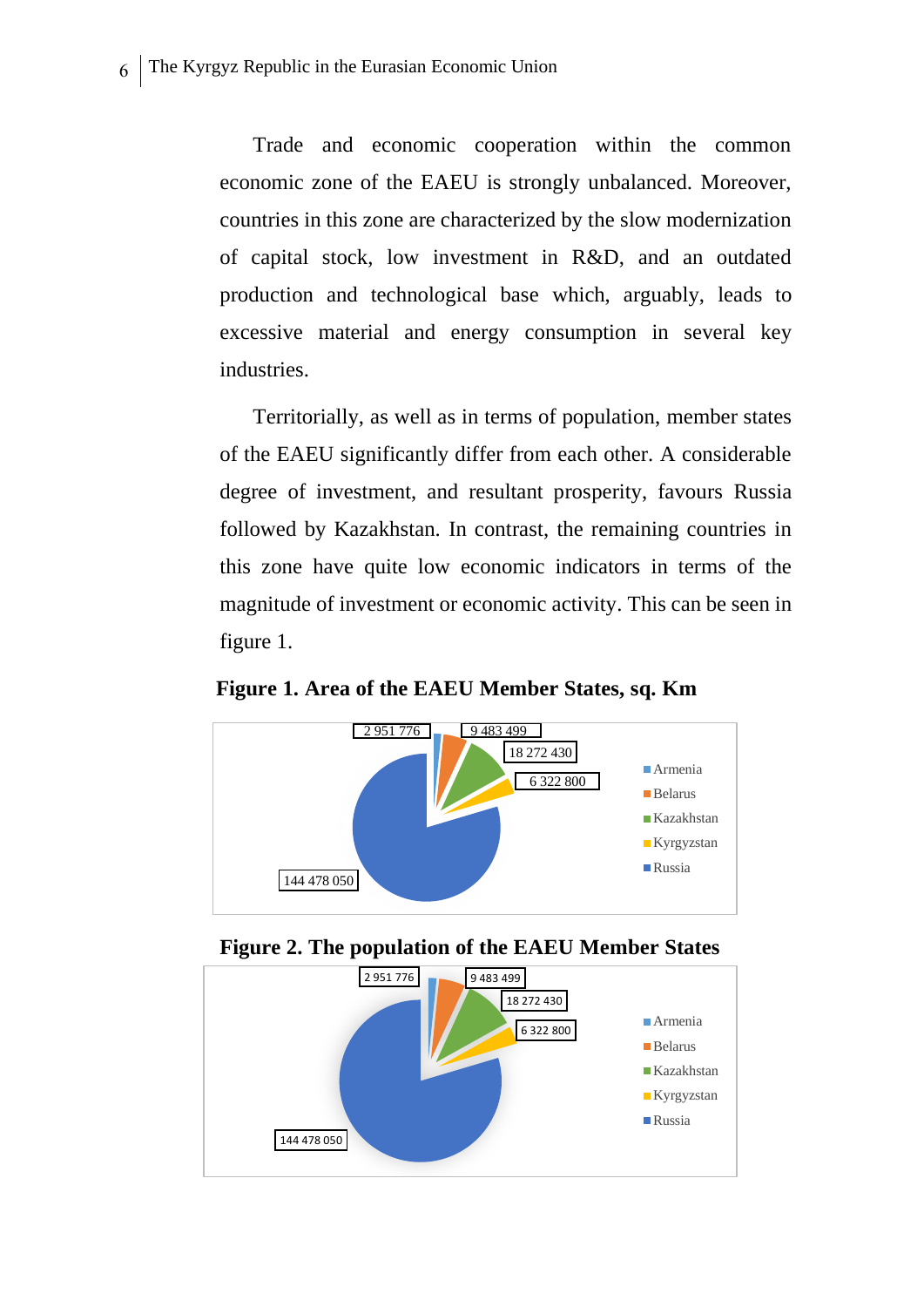Trade and economic cooperation within the common economic zone of the EAEU is strongly unbalanced. Moreover, countries in this zone are characterized by the slow modernization of capital stock, low investment in R&D, and an outdated production and technological base which, arguably, leads to excessive material and energy consumption in several key industries.

Territorially, as well as in terms of population, member states of the EAEU significantly differ from each other. A considerable degree of investment, and resultant prosperity, favours Russia followed by Kazakhstan. In contrast, the remaining countries in this zone have quite low economic indicators in terms of the magnitude of investment or economic activity. This can be seen in figure 1.

**Figure 1. Area of the EAEU Member States, sq. Km**

| Country | Value |
|---|---|
| Armenia | 2 951 776 |
| Belarus | 9 483 499 |
| Kazakhstan | 18 272 430 |
| Kyrgyzstan | 6 322 800 |
| Russia | 144 478 050 |

**Figure 2. The population of the EAEU Member States**

| Country | Value |
|---|---|
| Armenia | 2 951 776 |
| Belarus | 9 483 499 |
| Kazakhstan | 18 272 430 |
| Kyrgyzstan | 6 322 800 |
| Russia | 144 478 050 |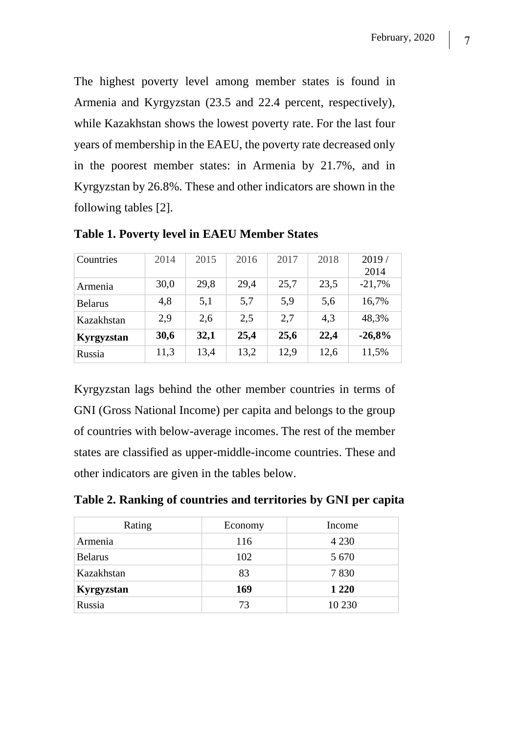The highest poverty level among member states is found in Armenia and Kyrgyzstan (23.5 and 22.4 percent, respectively), while Kazakhstan shows the lowest poverty rate. For the last four years of membership in the EAEU, the poverty rate decreased only in the poorest member states: in Armenia by 21.7%, and in Kyrgyzstan by 26.8%. These and other indicators are shown in the following tables [2].

**Table 1. Poverty level in EAEU Member States**

| Countries | 2014 | 2015 | 2016 | 2017 | 2018 | 2019 / 2014 |
|---|---|---|---|---|---|---|
| Armenia | 30,0 | 29,8 | 29,4 | 25,7 | 23,5 | -21,7% |
| Belarus | 4,8 | 5,1 | 5,7 | 5,9 | 5,6 | 16,7% |
| Kazakhstan | 2,9 | 2,6 | 2,5 | 2,7 | 4,3 | 48,3% |
| **Kyrgyzstan** | **30,6** | **32,1** | **25,4** | **25,6** | **22,4** | **-26,8%** |
| Russia | 11,3 | 13,4 | 13,2 | 12,9 | 12,6 | 11,5% |

Kyrgyzstan lags behind the other member countries in terms of GNI (Gross National Income) per capita and belongs to the group of countries with below-average incomes. The rest of the member states are classified as upper-middle-income countries. These and other indicators are given in the tables below.

**Table 2. Ranking of countries and territories by GNI per capita**

| Rating | Economy | Income |
|---|---|---|
| Armenia | 116 | 4 230 |
| Belarus | 102 | 5 670 |
| Kazakhstan | 83 | 7 830 |
| **Kyrgyzstan** | **169** | **1 220** |
| Russia | 73 | 10 230 |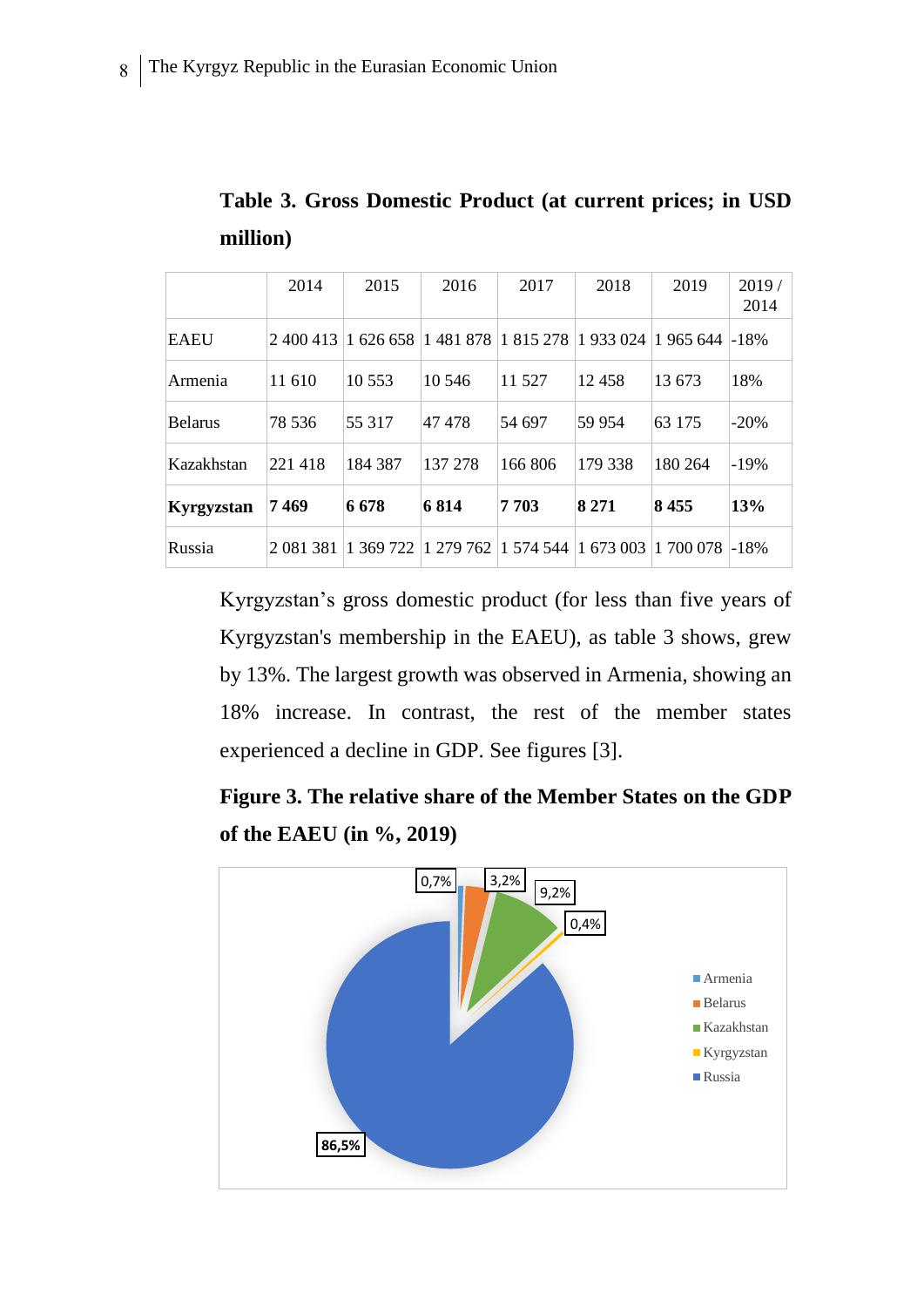**Table 3. Gross Domestic Product (at current prices; in USD million)**

| | 2014 | 2015 | 2016 | 2017 | 2018 | 2019 | 2019 / 2014 |
|---|---|---|---|---|---|---|---|
| EAEU | 2 400 413 | 1 626 658 | 1 481 878 | 1 815 278 | 1 933 024 | 1 965 644 | -18% |
| Armenia | 11 610 | 10 553 | 10 546 | 11 527 | 12 458 | 13 673 | 18% |
| Belarus | 78 536 | 55 317 | 47 478 | 54 697 | 59 954 | 63 175 | -20% |
| Kazakhstan | 221 418 | 184 387 | 137 278 | 166 806 | 179 338 | 180 264 | -19% |
| **Kyrgyzstan** | **7 469** | **6 678** | **6 814** | **7 703** | **8 271** | **8 455** | **13%** |
| Russia | 2 081 381 | 1 369 722 | 1 279 762 | 1 574 544 | 1 673 003 | 1 700 078 | -18% |

Kyrgyzstan’s gross domestic product (for less than five years of Kyrgyzstan's membership in the EAEU), as table 3 shows, grew by 13%. The largest growth was observed in Armenia, showing an 18% increase. In contrast, the rest of the member states experienced a decline in GDP. See figures [3].

**Figure 3. The relative share of the Member States on the GDP of the EAEU (in %, 2019)**

| Country | Share |
|---|---|
| Armenia | 0,7% |
| Belarus | 3,2% |
| Kazakhstan | 9,2% |
| Kyrgyzstan | 0,4% |
| Russia | 86,5% |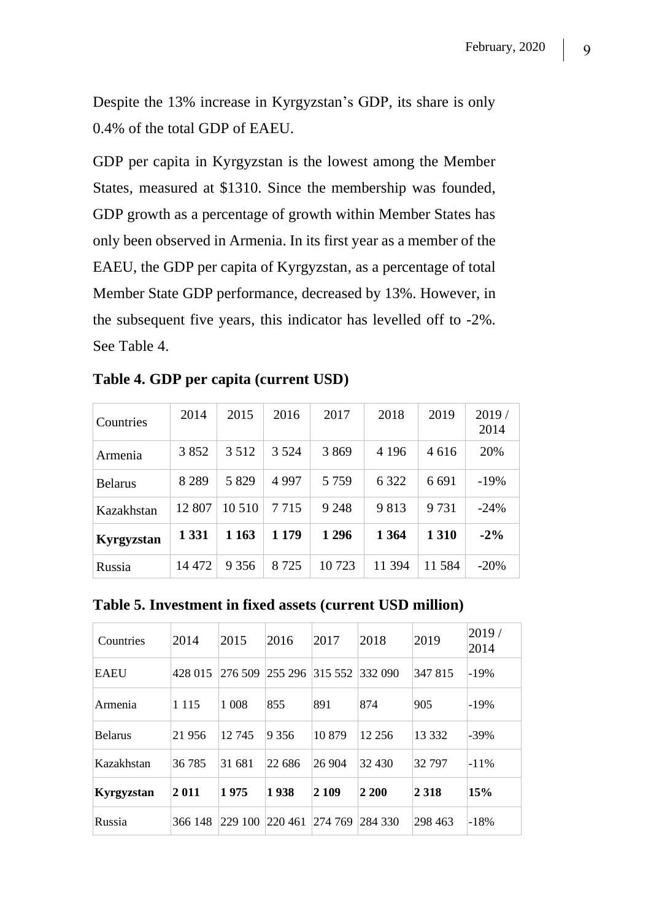Despite the 13% increase in Kyrgyzstan's GDP, its share is only 0.4% of the total GDP of EAEU.

GDP per capita in Kyrgyzstan is the lowest among the Member States, measured at $1310. Since the membership was founded, GDP growth as a percentage of growth within Member States has only been observed in Armenia. In its first year as a member of the EAEU, the GDP per capita of Kyrgyzstan, as a percentage of total Member State GDP performance, decreased by 13%. However, in the subsequent five years, this indicator has levelled off to -2%. See Table 4.

**Table 4. GDP per capita (current USD)**

| Countries | 2014 | 2015 | 2016 | 2017 | 2018 | 2019 | 2019 / 2014 |
|---|---|---|---|---|---|---|---|
| Armenia | 3 852 | 3 512 | 3 524 | 3 869 | 4 196 | 4 616 | 20% |
| Belarus | 8 289 | 5 829 | 4 997 | 5 759 | 6 322 | 6 691 | -19% |
| Kazakhstan | 12 807 | 10 510 | 7 715 | 9 248 | 9 813 | 9 731 | -24% |
| **Kyrgyzstan** | **1 331** | **1 163** | **1 179** | **1 296** | **1 364** | **1 310** | **-2%** |
| Russia | 14 472 | 9 356 | 8 725 | 10 723 | 11 394 | 11 584 | -20% |

**Table 5. Investment in fixed assets (current USD million)**

| Countries | 2014 | 2015 | 2016 | 2017 | 2018 | 2019 | 2019 / 2014 |
|---|---|---|---|---|---|---|---|
| EAEU | 428 015 | 276 509 | 255 296 | 315 552 | 332 090 | 347 815 | -19% |
| Armenia | 1 115 | 1 008 | 855 | 891 | 874 | 905 | -19% |
| Belarus | 21 956 | 12 745 | 9 356 | 10 879 | 12 256 | 13 332 | -39% |
| Kazakhstan | 36 785 | 31 681 | 22 686 | 26 904 | 32 430 | 32 797 | -11% |
| **Kyrgyzstan** | **2 011** | **1 975** | **1 938** | **2 109** | **2 200** | **2 318** | **15%** |
| Russia | 366 148 | 229 100 | 220 461 | 274 769 | 284 330 | 298 463 | -18% |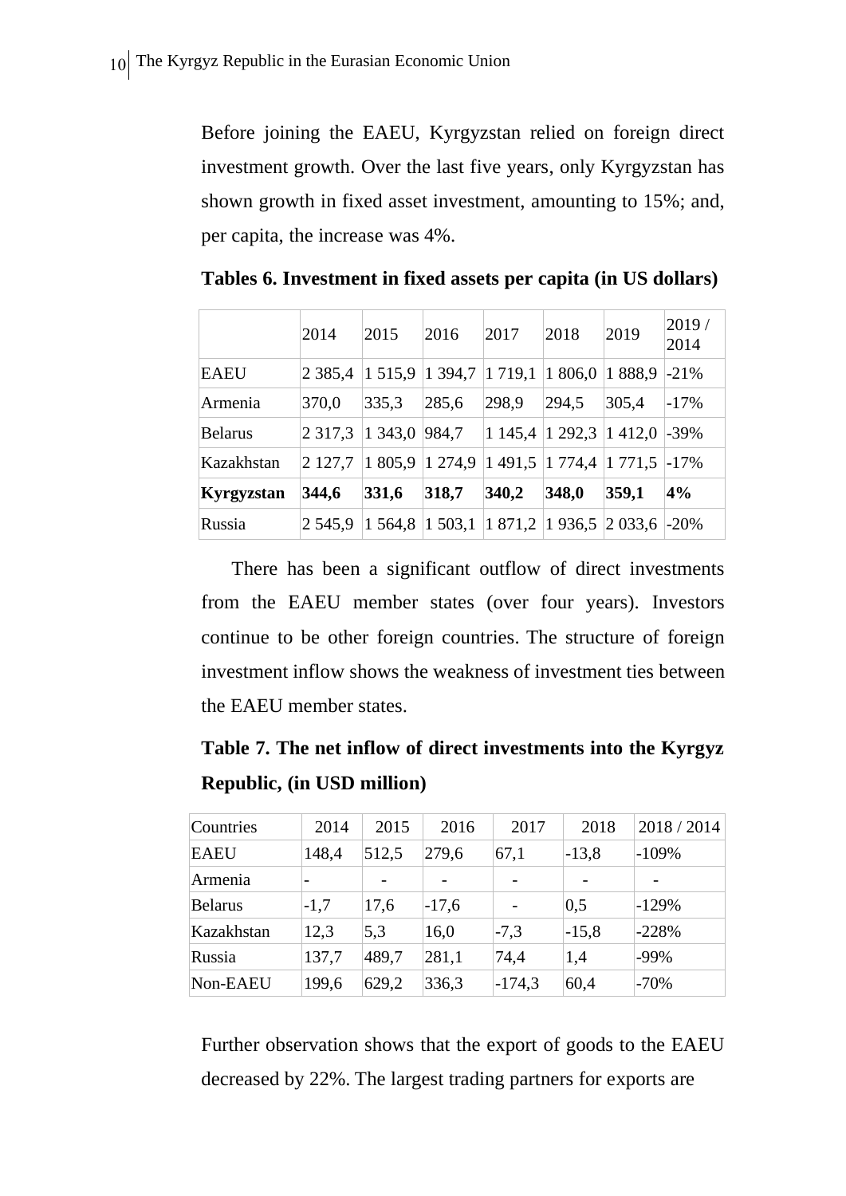Before joining the EAEU, Kyrgyzstan relied on foreign direct investment growth. Over the last five years, only Kyrgyzstan has shown growth in fixed asset investment, amounting to 15%; and, per capita, the increase was 4%.

**Tables 6. Investment in fixed assets per capita (in US dollars)**

| | 2014 | 2015 | 2016 | 2017 | 2018 | 2019 | 2019 / 2014 |
|---|---|---|---|---|---|---|---|
| EAEU | 2 385,4 | 1 515,9 | 1 394,7 | 1 719,1 | 1 806,0 | 1 888,9 | -21% |
| Armenia | 370,0 | 335,3 | 285,6 | 298,9 | 294,5 | 305,4 | -17% |
| Belarus | 2 317,3 | 1 343,0 | 984,7 | 1 145,4 | 1 292,3 | 1 412,0 | -39% |
| Kazakhstan | 2 127,7 | 1 805,9 | 1 274,9 | 1 491,5 | 1 774,4 | 1 771,5 | -17% |
| **Kyrgyzstan** | **344,6** | **331,6** | **318,7** | **340,2** | **348,0** | **359,1** | **4%** |
| Russia | 2 545,9 | 1 564,8 | 1 503,1 | 1 871,2 | 1 936,5 | 2 033,6 | -20% |

There has been a significant outflow of direct investments from the EAEU member states (over four years). Investors continue to be other foreign countries. The structure of foreign investment inflow shows the weakness of investment ties between the EAEU member states.

**Table 7. The net inflow of direct investments into the Kyrgyz Republic, (in USD million)**

| Countries | 2014 | 2015 | 2016 | 2017 | 2018 | 2018 / 2014 |
|---|---|---|---|---|---|---|
| EAEU | 148,4 | 512,5 | 279,6 | 67,1 | -13,8 | -109% |
| Armenia | - | - | - | - | - | - |
| Belarus | -1,7 | 17,6 | -17,6 | - | 0,5 | -129% |
| Kazakhstan | 12,3 | 5,3 | 16,0 | -7,3 | -15,8 | -228% |
| Russia | 137,7 | 489,7 | 281,1 | 74,4 | 1,4 | -99% |
| Non-EAEU | 199,6 | 629,2 | 336,3 | -174,3 | 60,4 | -70% |

Further observation shows that the export of goods to the EAEU decreased by 22%. The largest trading partners for exports are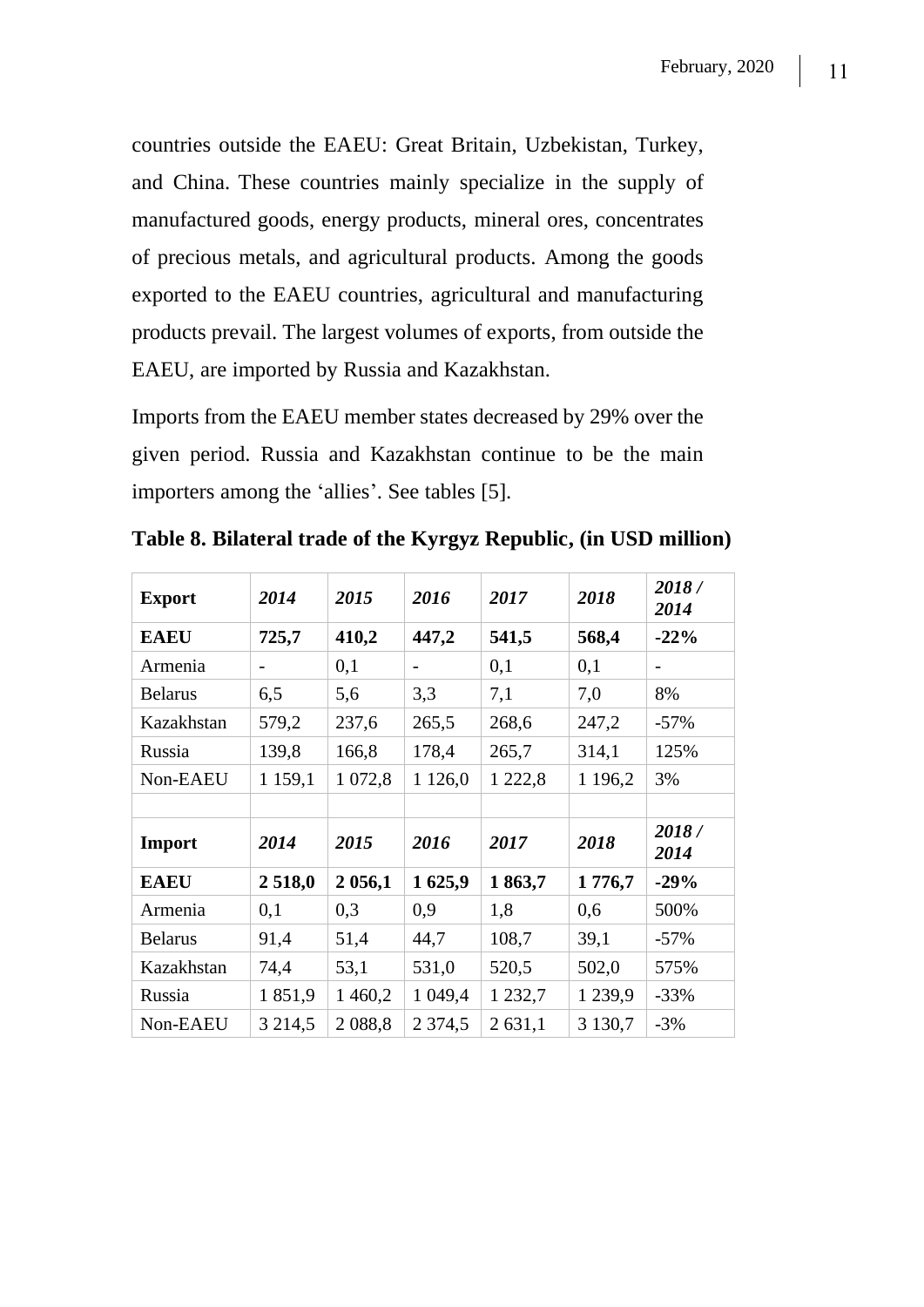countries outside the EAEU: Great Britain, Uzbekistan, Turkey, and China. These countries mainly specialize in the supply of manufactured goods, energy products, mineral ores, concentrates of precious metals, and agricultural products. Among the goods exported to the EAEU countries, agricultural and manufacturing products prevail. The largest volumes of exports, from outside the EAEU, are imported by Russia and Kazakhstan.

Imports from the EAEU member states decreased by 29% over the given period. Russia and Kazakhstan continue to be the main importers among the 'allies'. See tables [5].

**Table 8. Bilateral trade of the Kyrgyz Republic, (in USD million)**

| **Export** | ***2014*** | ***2015*** | ***2016*** | ***2017*** | ***2018*** | ***2018 / 2014*** |
|---|---|---|---|---|---|---|
| **EAEU** | **725,7** | **410,2** | **447,2** | **541,5** | **568,4** | **-22%** |
| Armenia | - | 0,1 | - | 0,1 | 0,1 | - |
| Belarus | 6,5 | 5,6 | 3,3 | 7,1 | 7,0 | 8% |
| Kazakhstan | 579,2 | 237,6 | 265,5 | 268,6 | 247,2 | -57% |
| Russia | 139,8 | 166,8 | 178,4 | 265,7 | 314,1 | 125% |
| Non-EAEU | 1 159,1 | 1 072,8 | 1 126,0 | 1 222,8 | 1 196,2 | 3% |
| | | | | | | |
| **Import** | ***2014*** | ***2015*** | ***2016*** | ***2017*** | ***2018*** | ***2018 / 2014*** |
| **EAEU** | **2 518,0** | **2 056,1** | **1 625,9** | **1 863,7** | **1 776,7** | **-29%** |
| Armenia | 0,1 | 0,3 | 0,9 | 1,8 | 0,6 | 500% |
| Belarus | 91,4 | 51,4 | 44,7 | 108,7 | 39,1 | -57% |
| Kazakhstan | 74,4 | 53,1 | 531,0 | 520,5 | 502,0 | 575% |
| Russia | 1 851,9 | 1 460,2 | 1 049,4 | 1 232,7 | 1 239,9 | -33% |
| Non-EAEU | 3 214,5 | 2 088,8 | 2 374,5 | 2 631,1 | 3 130,7 | -3% |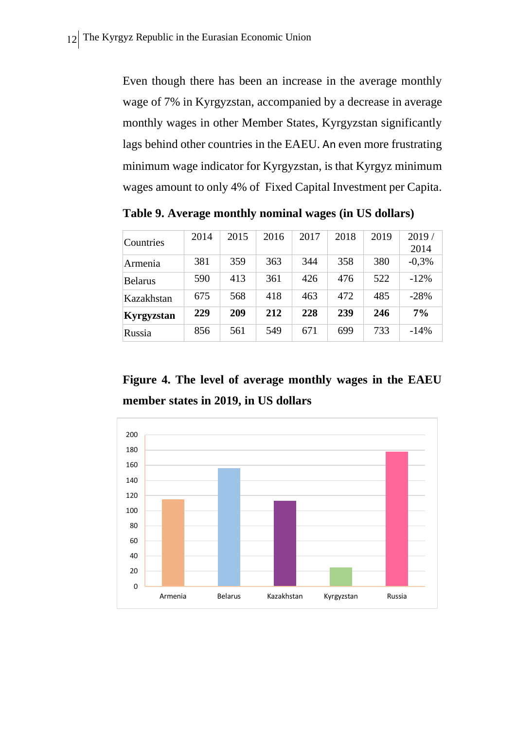Even though there has been an increase in the average monthly wage of 7% in Kyrgyzstan, accompanied by a decrease in average monthly wages in other Member States, Kyrgyzstan significantly lags behind other countries in the EAEU. An even more frustrating minimum wage indicator for Kyrgyzstan, is that Kyrgyz minimum wages amount to only 4% of Fixed Capital Investment per Capita.

**Table 9. Average monthly nominal wages (in US dollars)**

| Countries | 2014 | 2015 | 2016 | 2017 | 2018 | 2019 | 2019 / 2014 |
|---|---|---|---|---|---|---|---|
| Armenia | 381 | 359 | 363 | 344 | 358 | 380 | -0,3% |
| Belarus | 590 | 413 | 361 | 426 | 476 | 522 | -12% |
| Kazakhstan | 675 | 568 | 418 | 463 | 472 | 485 | -28% |
| **Kyrgyzstan** | **229** | **209** | **212** | **228** | **239** | **246** | **7%** |
| Russia | 856 | 561 | 549 | 671 | 699 | 733 | -14% |

**Figure 4. The level of average monthly wages in the EAEU member states in 2019, in US dollars**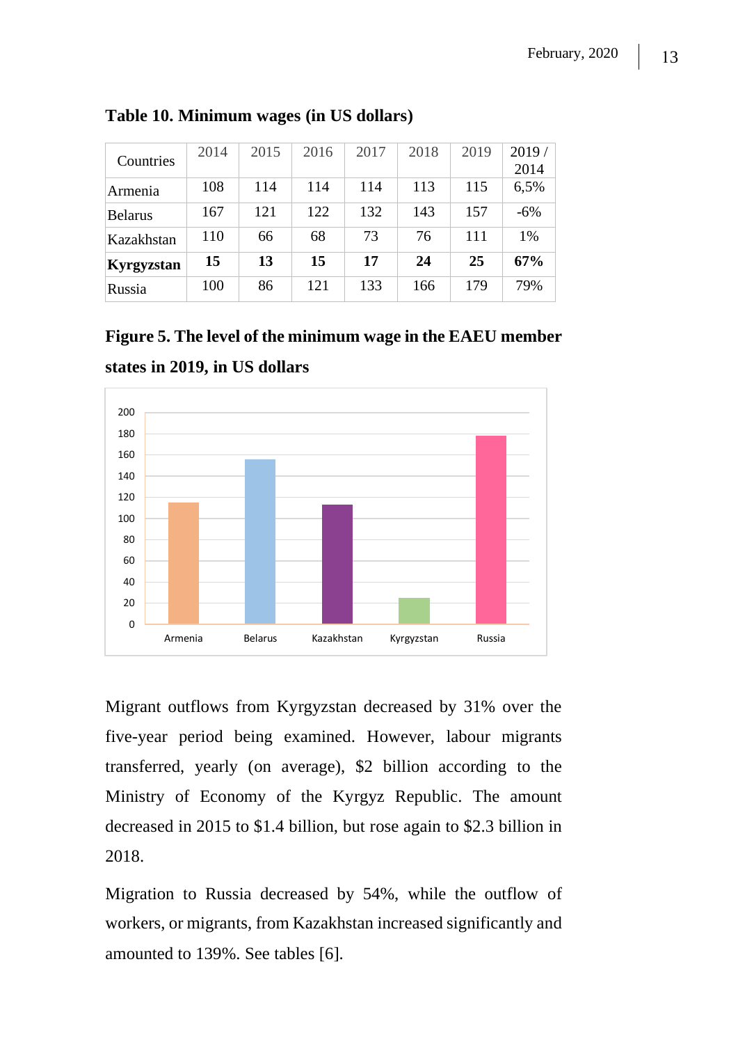**Table 10. Minimum wages (in US dollars)**

| Countries | 2014 | 2015 | 2016 | 2017 | 2018 | 2019 | 2019 / 2014 |
|---|---|---|---|---|---|---|---|
| Armenia | 108 | 114 | 114 | 114 | 113 | 115 | 6,5% |
| Belarus | 167 | 121 | 122 | 132 | 143 | 157 | -6% |
| Kazakhstan | 110 | 66 | 68 | 73 | 76 | 111 | 1% |
| **Kyrgyzstan** | **15** | **13** | **15** | **17** | **24** | **25** | **67%** |
| Russia | 100 | 86 | 121 | 133 | 166 | 179 | 79% |

**Figure 5. The level of the minimum wage in the EAEU member states in 2019, in US dollars**

Migrant outflows from Kyrgyzstan decreased by 31% over the five-year period being examined. However, labour migrants transferred, yearly (on average), $2 billion according to the Ministry of Economy of the Kyrgyz Republic. The amount decreased in 2015 to $1.4 billion, but rose again to $2.3 billion in 2018.

Migration to Russia decreased by 54%, while the outflow of workers, or migrants, from Kazakhstan increased significantly and amounted to 139%. See tables [6].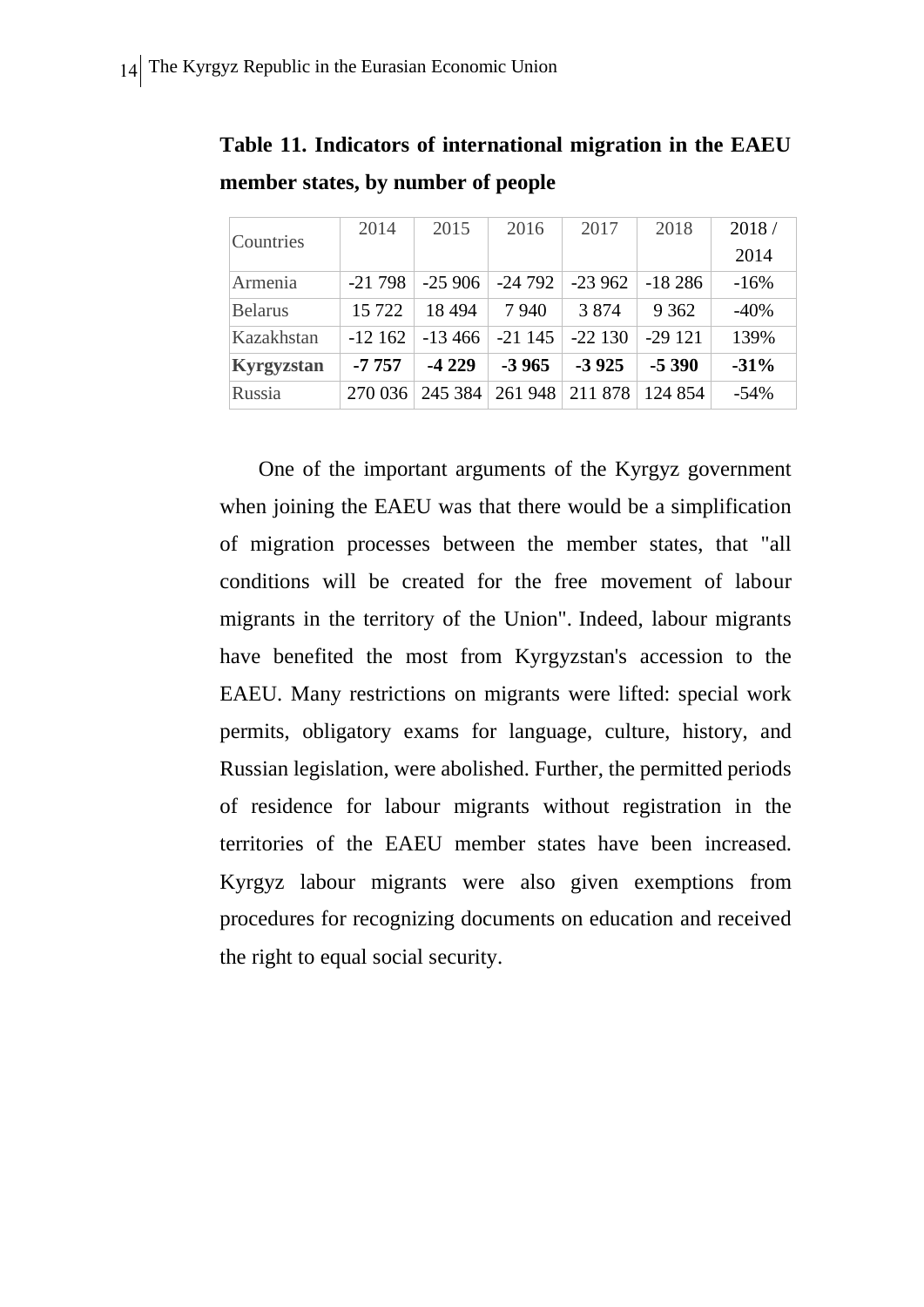**Table 11. Indicators of international migration in the EAEU member states, by number of people**

| Countries | 2014 | 2015 | 2016 | 2017 | 2018 | 2018 / 2014 |
|---|---|---|---|---|---|---|
| Armenia | -21 798 | -25 906 | -24 792 | -23 962 | -18 286 | -16% |
| Belarus | 15 722 | 18 494 | 7 940 | 3 874 | 9 362 | -40% |
| Kazakhstan | -12 162 | -13 466 | -21 145 | -22 130 | -29 121 | 139% |
| **Kyrgyzstan** | **-7 757** | **-4 229** | **-3 965** | **-3 925** | **-5 390** | **-31%** |
| Russia | 270 036 | 245 384 | 261 948 | 211 878 | 124 854 | -54% |

One of the important arguments of the Kyrgyz government when joining the EAEU was that there would be a simplification of migration processes between the member states, that "all conditions will be created for the free movement of labour migrants in the territory of the Union". Indeed, labour migrants have benefited the most from Kyrgyzstan's accession to the EAEU. Many restrictions on migrants were lifted: special work permits, obligatory exams for language, culture, history, and Russian legislation, were abolished. Further, the permitted periods of residence for labour migrants without registration in the territories of the EAEU member states have been increased. Kyrgyz labour migrants were also given exemptions from procedures for recognizing documents on education and received the right to equal social security.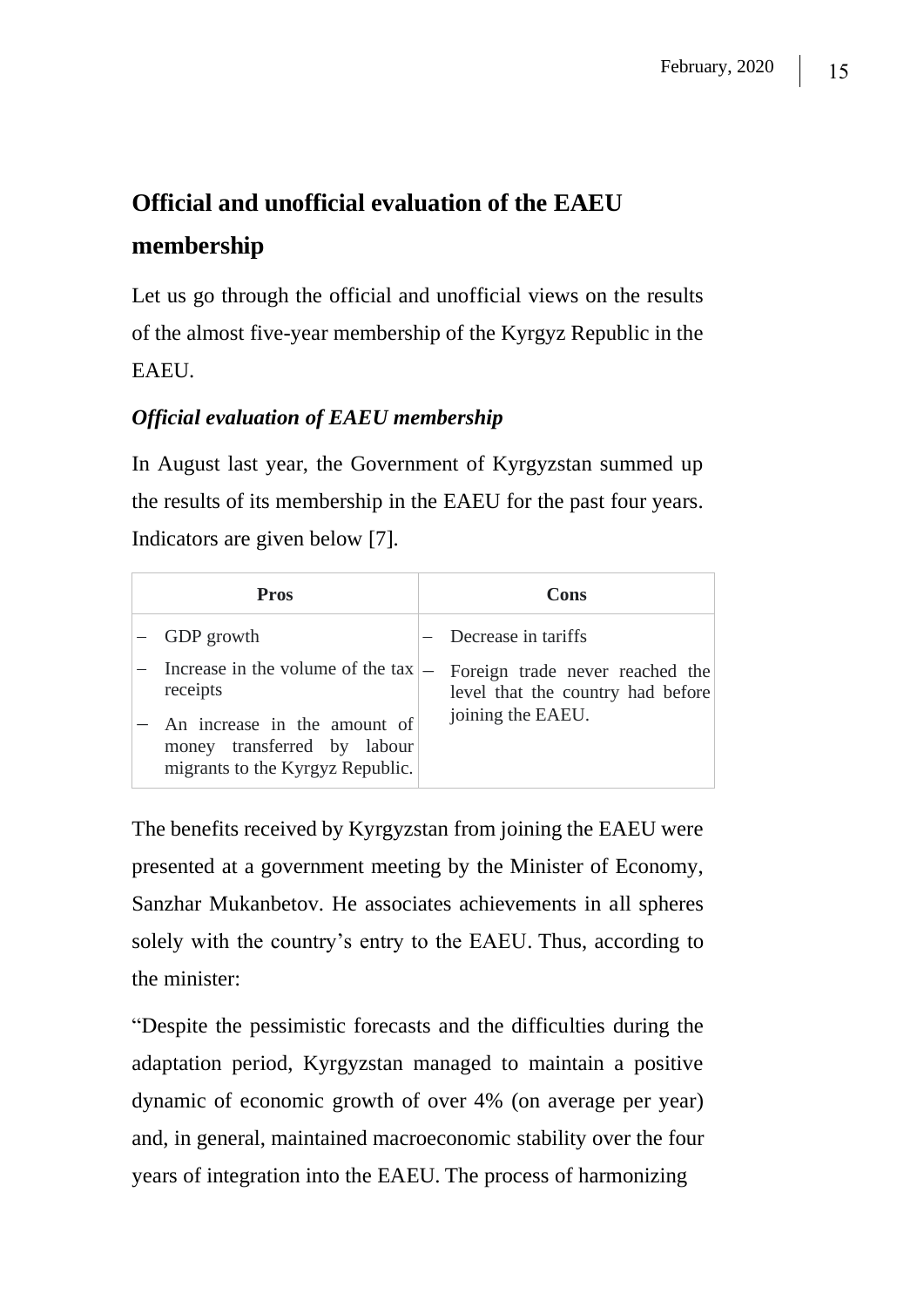## Official and unofficial evaluation of the EAEU membership

Let us go through the official and unofficial views on the results of the almost five-year membership of the Kyrgyz Republic in the EAEU.

### *Official evaluation of EAEU membership*

In August last year, the Government of Kyrgyzstan summed up the results of its membership in the EAEU for the past four years. Indicators are given below [7].

| Pros | Cons |
| --- | --- |
| – GDP growth<br>– Increase in the volume of the tax receipts<br>– An increase in the amount of money transferred by labour migrants to the Kyrgyz Republic. | – Decrease in tariffs<br>– Foreign trade never reached the level that the country had before joining the EAEU. |

The benefits received by Kyrgyzstan from joining the EAEU were presented at a government meeting by the Minister of Economy, Sanzhar Mukanbetov. He associates achievements in all spheres solely with the country's entry to the EAEU. Thus, according to the minister:

"Despite the pessimistic forecasts and the difficulties during the adaptation period, Kyrgyzstan managed to maintain a positive dynamic of economic growth of over 4% (on average per year) and, in general, maintained macroeconomic stability over the four years of integration into the EAEU. The process of harmonizing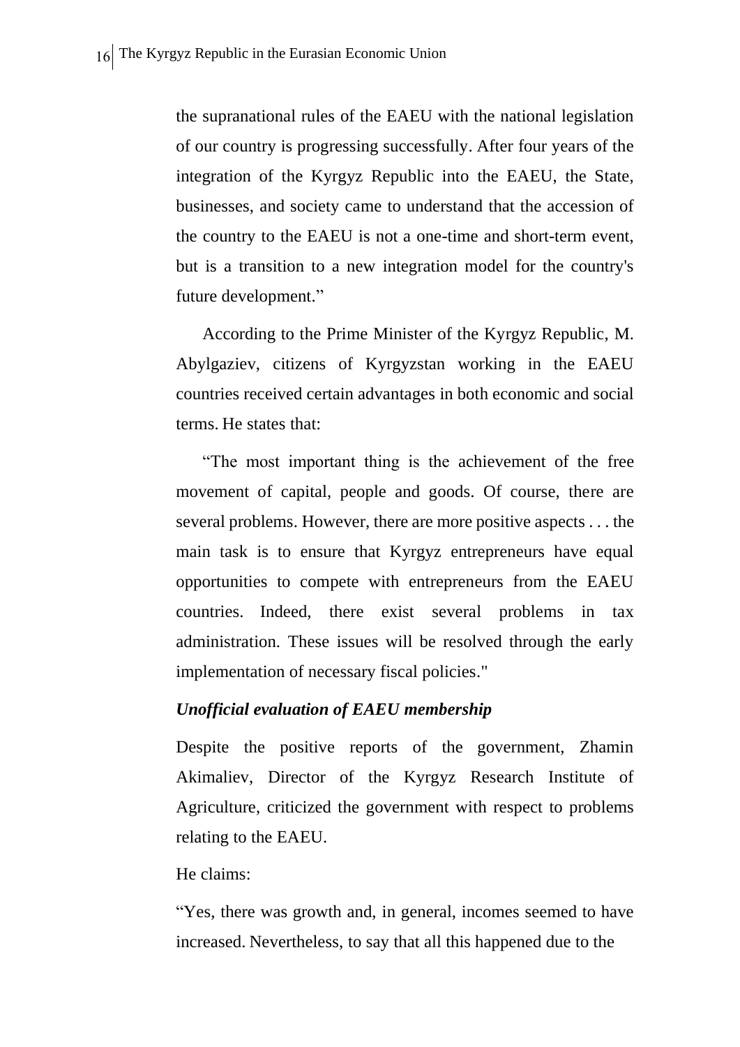the supranational rules of the EAEU with the national legislation of our country is progressing successfully. After four years of the integration of the Kyrgyz Republic into the EAEU, the State, businesses, and society came to understand that the accession of the country to the EAEU is not a one-time and short-term event, but is a transition to a new integration model for the country's future development."

According to the Prime Minister of the Kyrgyz Republic, M. Abylgaziev, citizens of Kyrgyzstan working in the EAEU countries received certain advantages in both economic and social terms. He states that:

"The most important thing is the achievement of the free movement of capital, people and goods. Of course, there are several problems. However, there are more positive aspects . . . the main task is to ensure that Kyrgyz entrepreneurs have equal opportunities to compete with entrepreneurs from the EAEU countries. Indeed, there exist several problems in tax administration. These issues will be resolved through the early implementation of necessary fiscal policies."

***Unofficial evaluation of EAEU membership***

Despite the positive reports of the government, Zhamin Akimaliev, Director of the Kyrgyz Research Institute of Agriculture, criticized the government with respect to problems relating to the EAEU.

He claims:

"Yes, there was growth and, in general, incomes seemed to have increased. Nevertheless, to say that all this happened due to the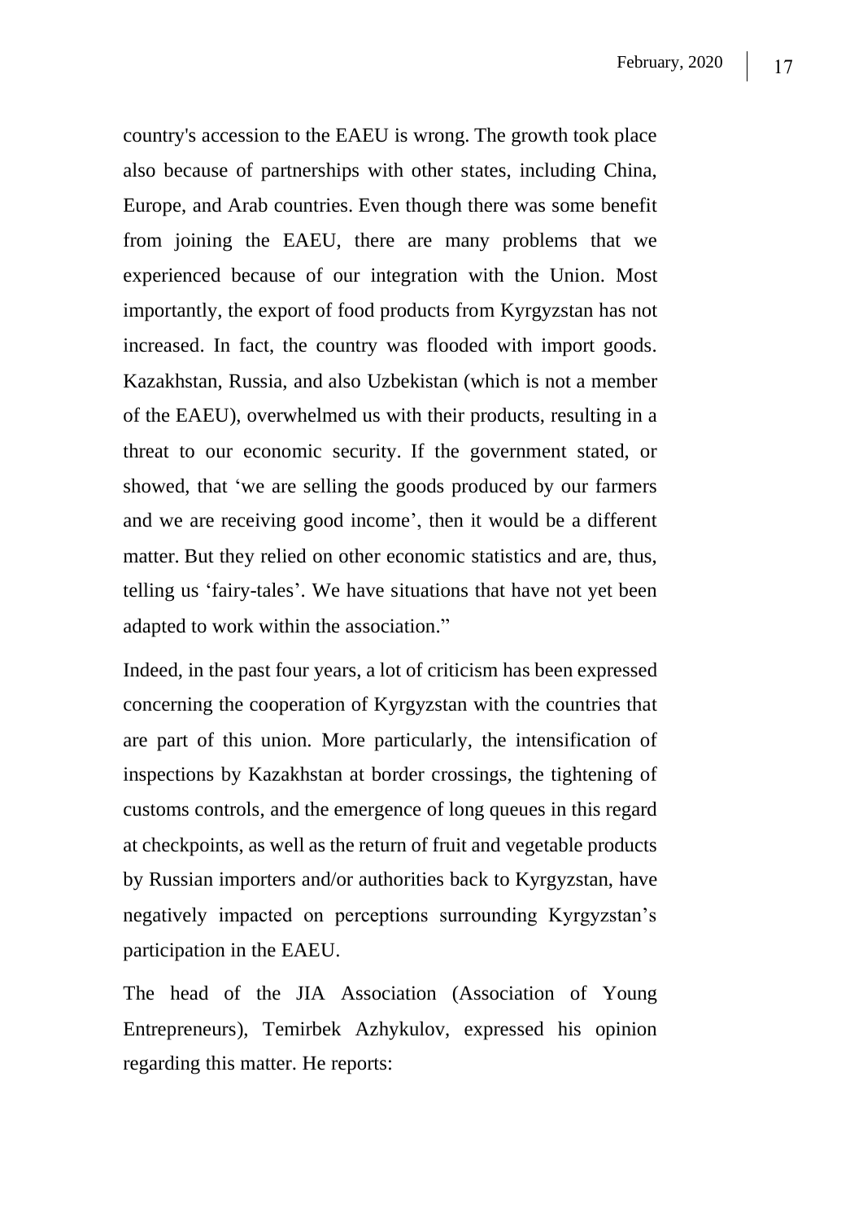country's accession to the EAEU is wrong. The growth took place also because of partnerships with other states, including China, Europe, and Arab countries. Even though there was some benefit from joining the EAEU, there are many problems that we experienced because of our integration with the Union. Most importantly, the export of food products from Kyrgyzstan has not increased. In fact, the country was flooded with import goods. Kazakhstan, Russia, and also Uzbekistan (which is not a member of the EAEU), overwhelmed us with their products, resulting in a threat to our economic security. If the government stated, or showed, that 'we are selling the goods produced by our farmers and we are receiving good income', then it would be a different matter. But they relied on other economic statistics and are, thus, telling us 'fairy-tales'. We have situations that have not yet been adapted to work within the association."

Indeed, in the past four years, a lot of criticism has been expressed concerning the cooperation of Kyrgyzstan with the countries that are part of this union. More particularly, the intensification of inspections by Kazakhstan at border crossings, the tightening of customs controls, and the emergence of long queues in this regard at checkpoints, as well as the return of fruit and vegetable products by Russian importers and/or authorities back to Kyrgyzstan, have negatively impacted on perceptions surrounding Kyrgyzstan's participation in the EAEU.

The head of the JIA Association (Association of Young Entrepreneurs), Temirbek Azhykulov, expressed his opinion regarding this matter. He reports: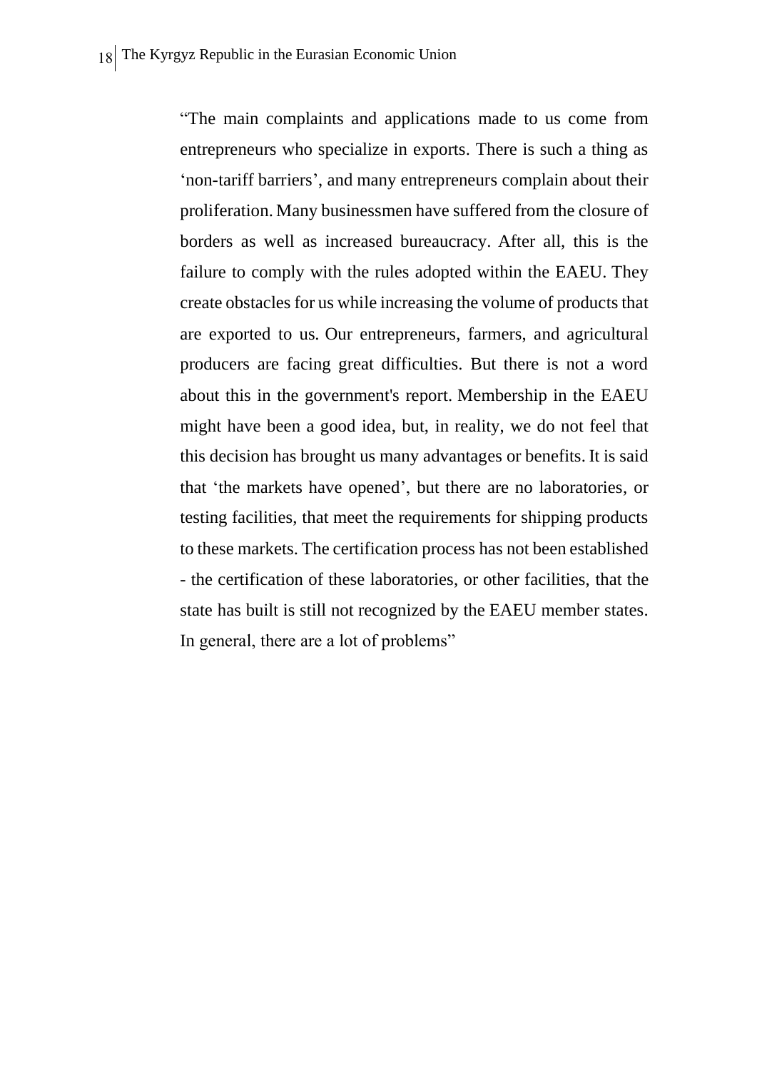> "The main complaints and applications made to us come from entrepreneurs who specialize in exports. There is such a thing as 'non-tariff barriers', and many entrepreneurs complain about their proliferation. Many businessmen have suffered from the closure of borders as well as increased bureaucracy. After all, this is the failure to comply with the rules adopted within the EAEU. They create obstacles for us while increasing the volume of products that are exported to us. Our entrepreneurs, farmers, and agricultural producers are facing great difficulties. But there is not a word about this in the government's report. Membership in the EAEU might have been a good idea, but, in reality, we do not feel that this decision has brought us many advantages or benefits. It is said that 'the markets have opened', but there are no laboratories, or testing facilities, that meet the requirements for shipping products to these markets. The certification process has not been established - the certification of these laboratories, or other facilities, that the state has built is still not recognized by the EAEU member states. In general, there are a lot of problems"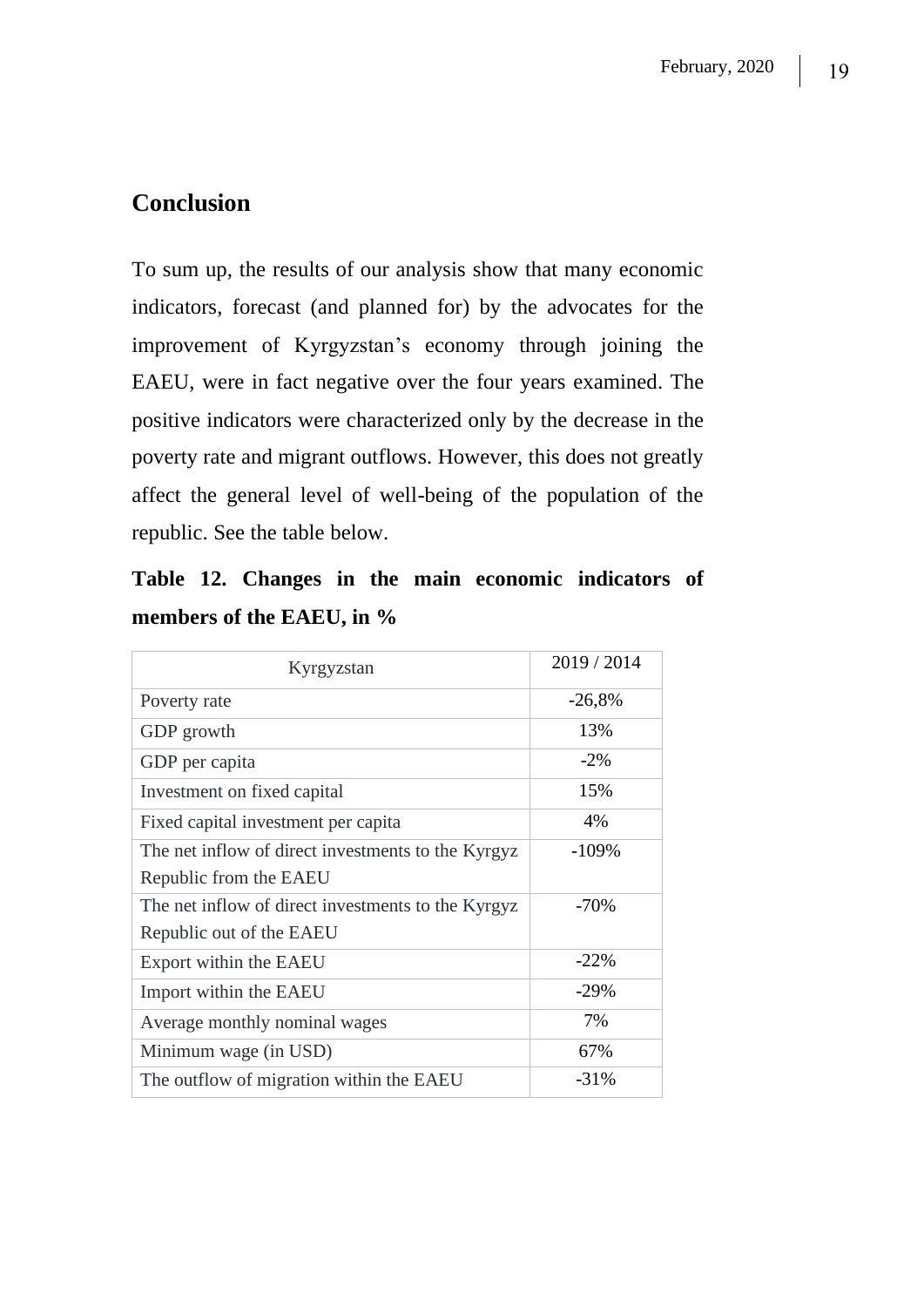## Conclusion

To sum up, the results of our analysis show that many economic indicators, forecast (and planned for) by the advocates for the improvement of Kyrgyzstan's economy through joining the EAEU, were in fact negative over the four years examined. The positive indicators were characterized only by the decrease in the poverty rate and migrant outflows. However, this does not greatly affect the general level of well-being of the population of the republic. See the table below.

**Table 12. Changes in the main economic indicators of members of the EAEU, in %**

| Kyrgyzstan | 2019 / 2014 |
|---|---|
| Poverty rate | -26,8% |
| GDP growth | 13% |
| GDP per capita | -2% |
| Investment on fixed capital | 15% |
| Fixed capital investment per capita | 4% |
| The net inflow of direct investments to the Kyrgyz Republic from the EAEU | -109% |
| The net inflow of direct investments to the Kyrgyz Republic out of the EAEU | -70% |
| Export within the EAEU | -22% |
| Import within the EAEU | -29% |
| Average monthly nominal wages | 7% |
| Minimum wage (in USD) | 67% |
| The outflow of migration within the EAEU | -31% |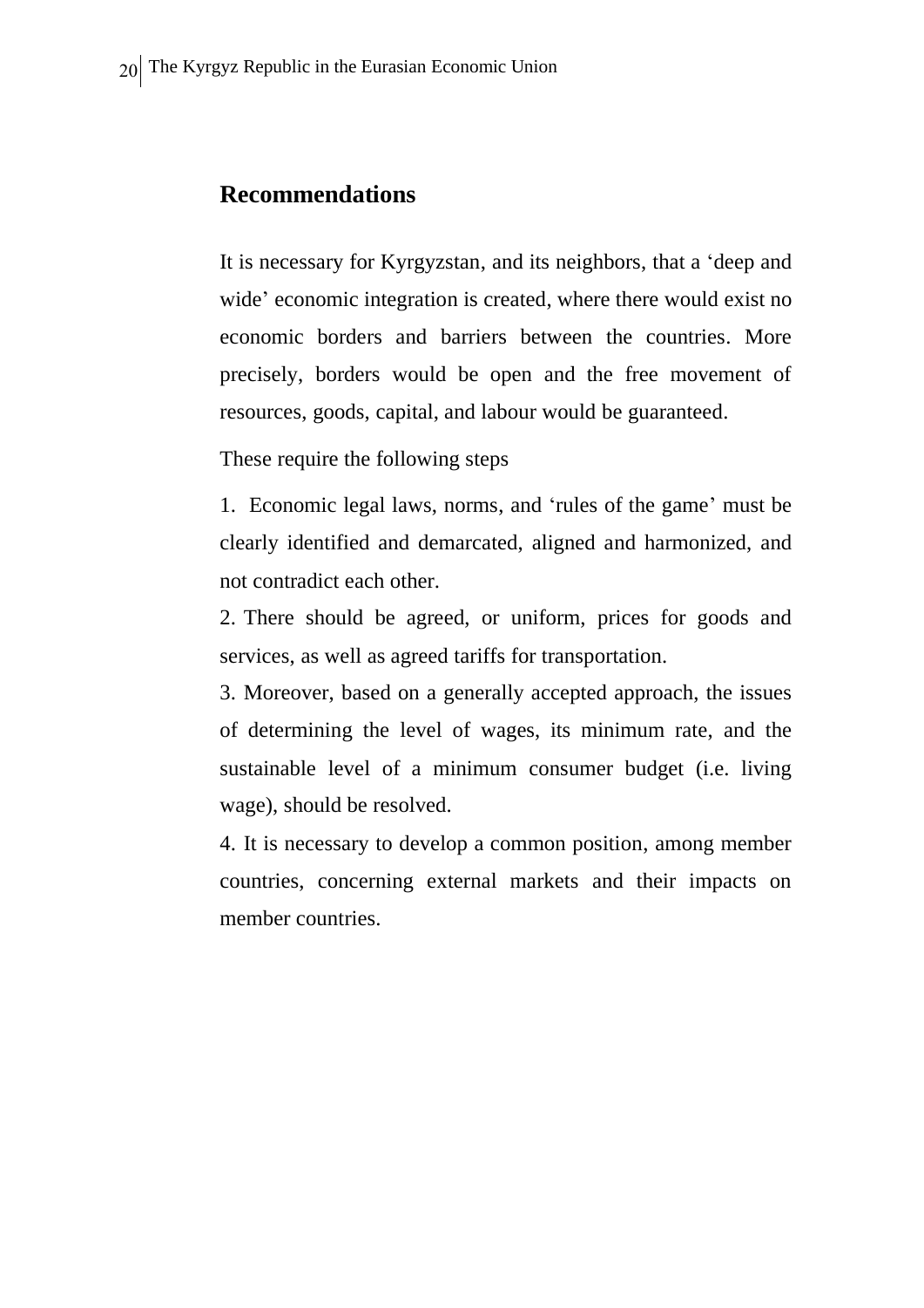## Recommendations

It is necessary for Kyrgyzstan, and its neighbors, that a 'deep and wide' economic integration is created, where there would exist no economic borders and barriers between the countries. More precisely, borders would be open and the free movement of resources, goods, capital, and labour would be guaranteed.

These require the following steps

1. Economic legal laws, norms, and 'rules of the game' must be clearly identified and demarcated, aligned and harmonized, and not contradict each other.
2. There should be agreed, or uniform, prices for goods and services, as well as agreed tariffs for transportation.
3. Moreover, based on a generally accepted approach, the issues of determining the level of wages, its minimum rate, and the sustainable level of a minimum consumer budget (i.e. living wage), should be resolved.
4. It is necessary to develop a common position, among member countries, concerning external markets and their impacts on member countries.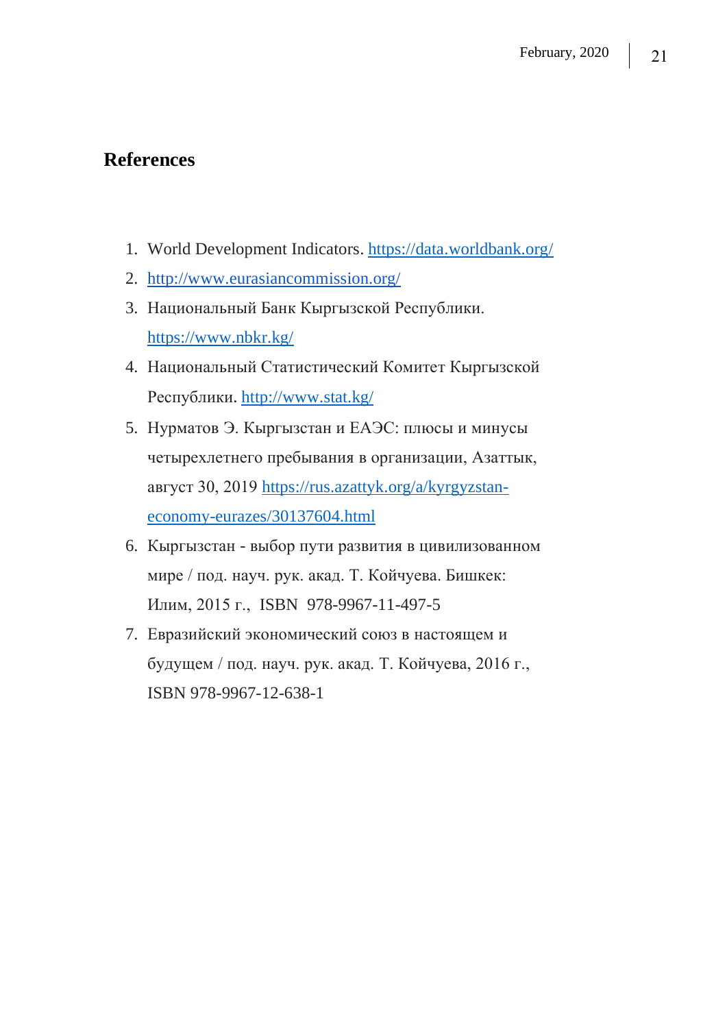## References

1. World Development Indicators. https://data.worldbank.org/
2. http://www.eurasiancommission.org/
3. Национальный Банк Кыргызской Республики. https://www.nbkr.kg/
4. Национальный Статистический Комитет Кыргызской Республики. http://www.stat.kg/
5. Нурматов Э. Кыргызстан и ЕАЭС: плюсы и минусы четырехлетнего пребывания в организации, Азаттык, август 30, 2019 https://rus.azattyk.org/a/kyrgyzstan-economy-eurazes/30137604.html
6. Кыргызстан - выбор пути развития в цивилизованном мире / под. науч. рук. акад. Т. Койчуева. Бишкек: Илим, 2015 г., ISBN 978-9967-11-497-5
7. Евразийский экономический союз в настоящем и будущем / под. науч. рук. акад. Т. Койчуева, 2016 г., ISBN 978-9967-12-638-1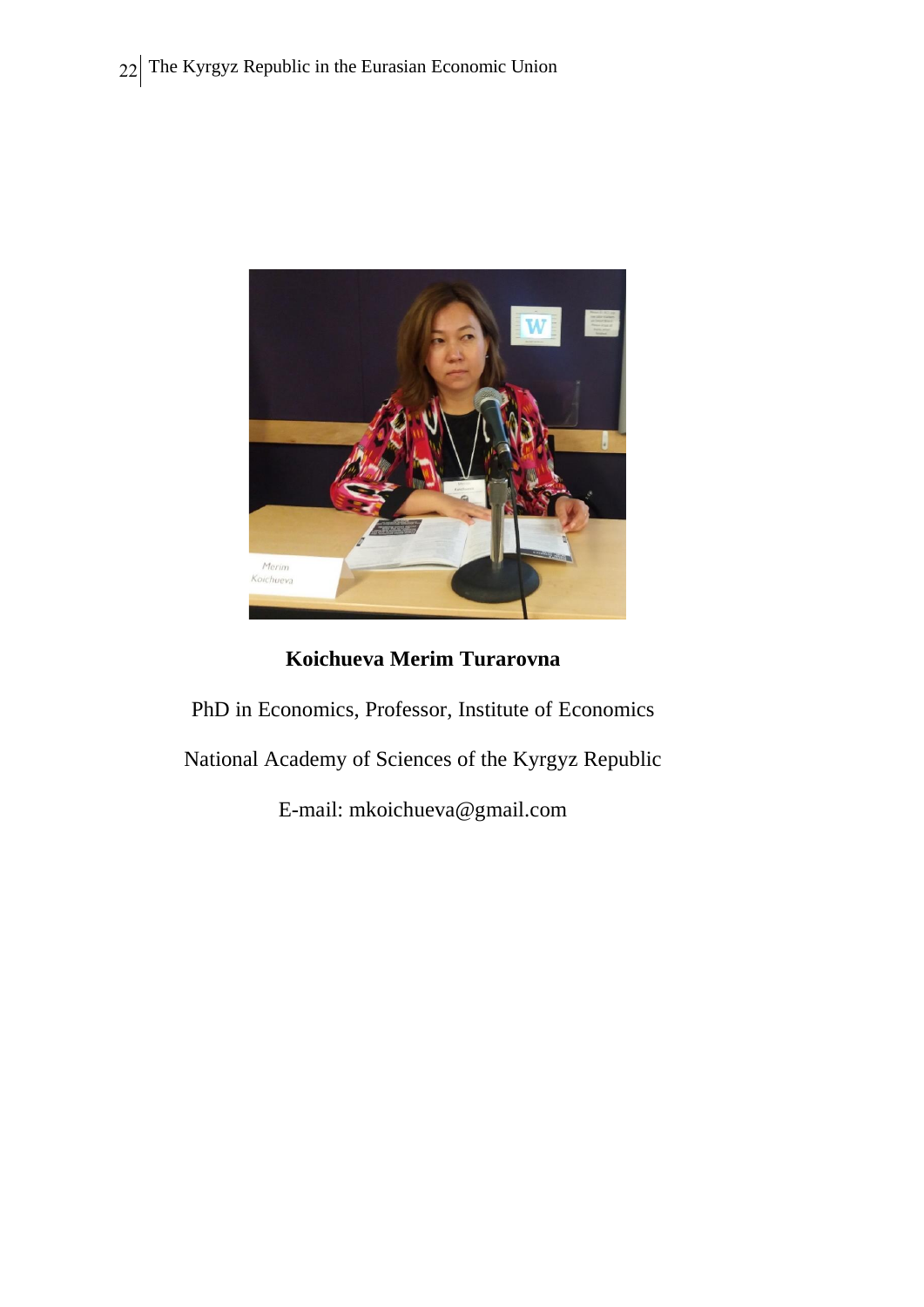**Koichueva Merim Turarovna**

PhD in Economics, Professor, Institute of Economics

National Academy of Sciences of the Kyrgyz Republic

E-mail: mkoichueva@gmail.com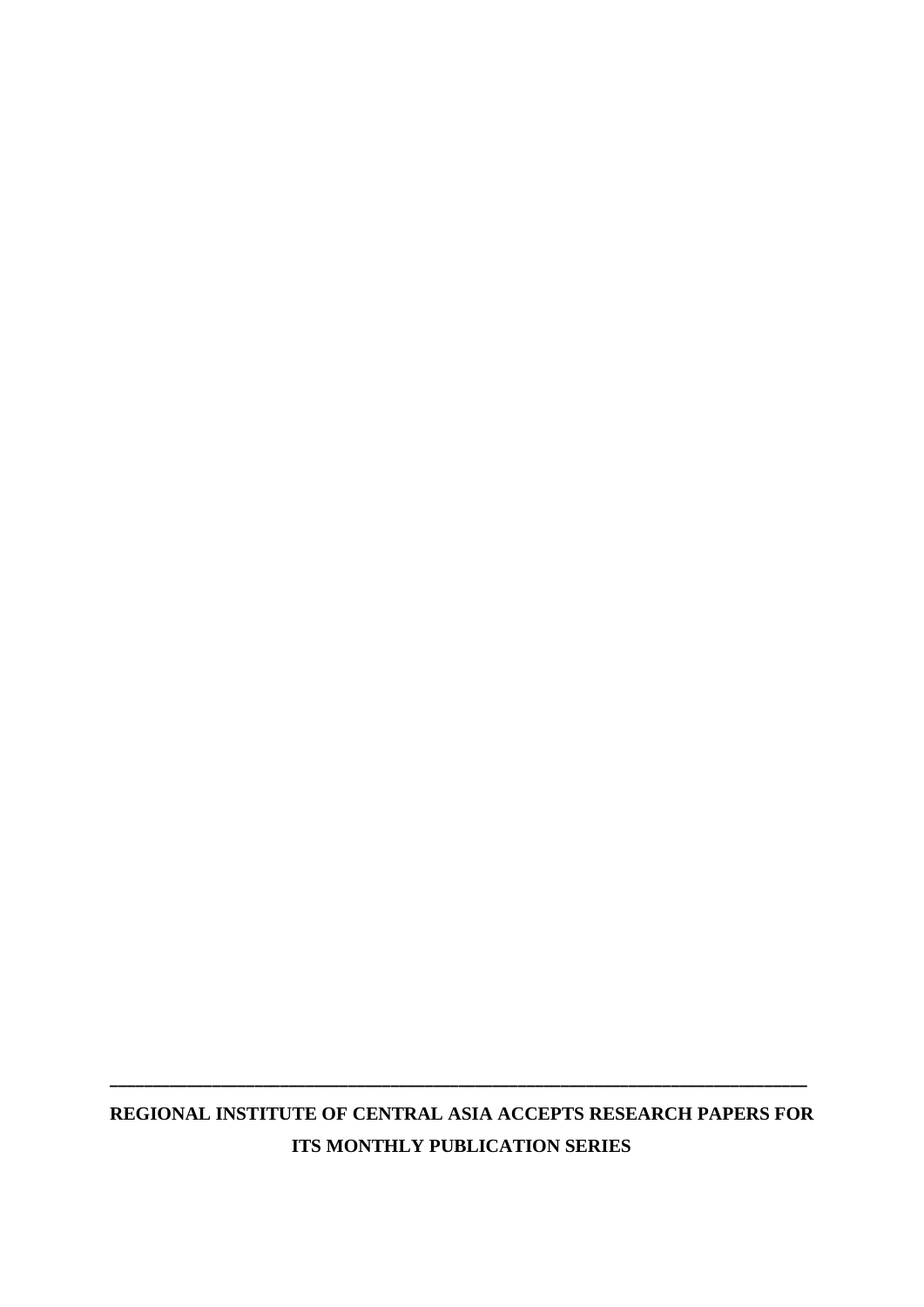---

**REGIONAL INSTITUTE OF CENTRAL ASIA ACCEPTS RESEARCH PAPERS FOR ITS MONTHLY PUBLICATION SERIES**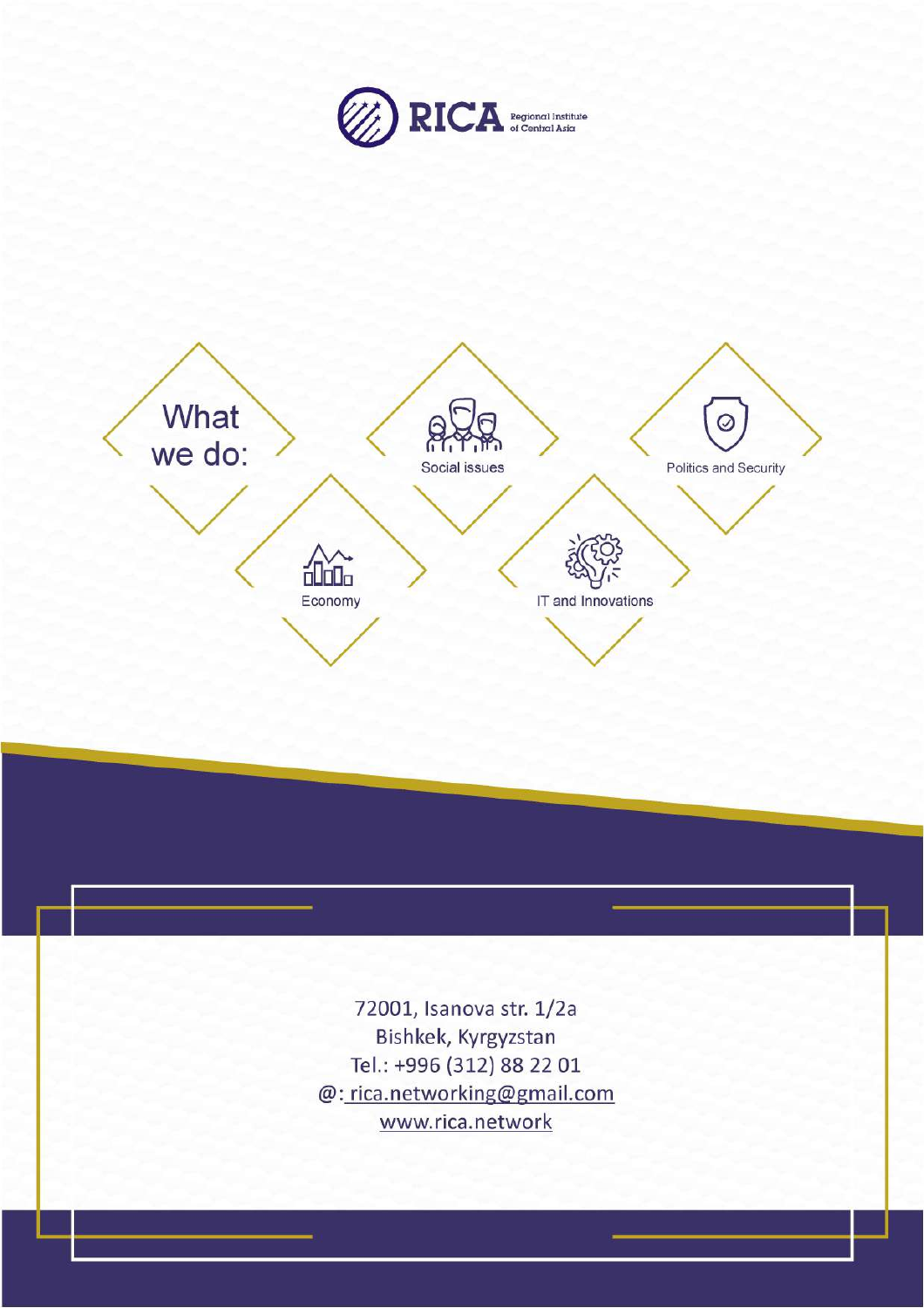RICA Regional Institute of Central Asia

What we do:

Social issues

Politics and Security

Economy

IT and Innovations

72001, Isanova str. 1/2a
Bishkek, Kyrgyzstan
Tel.: +996 (312) 88 22 01
@: rica.networking@gmail.com
www.rica.network